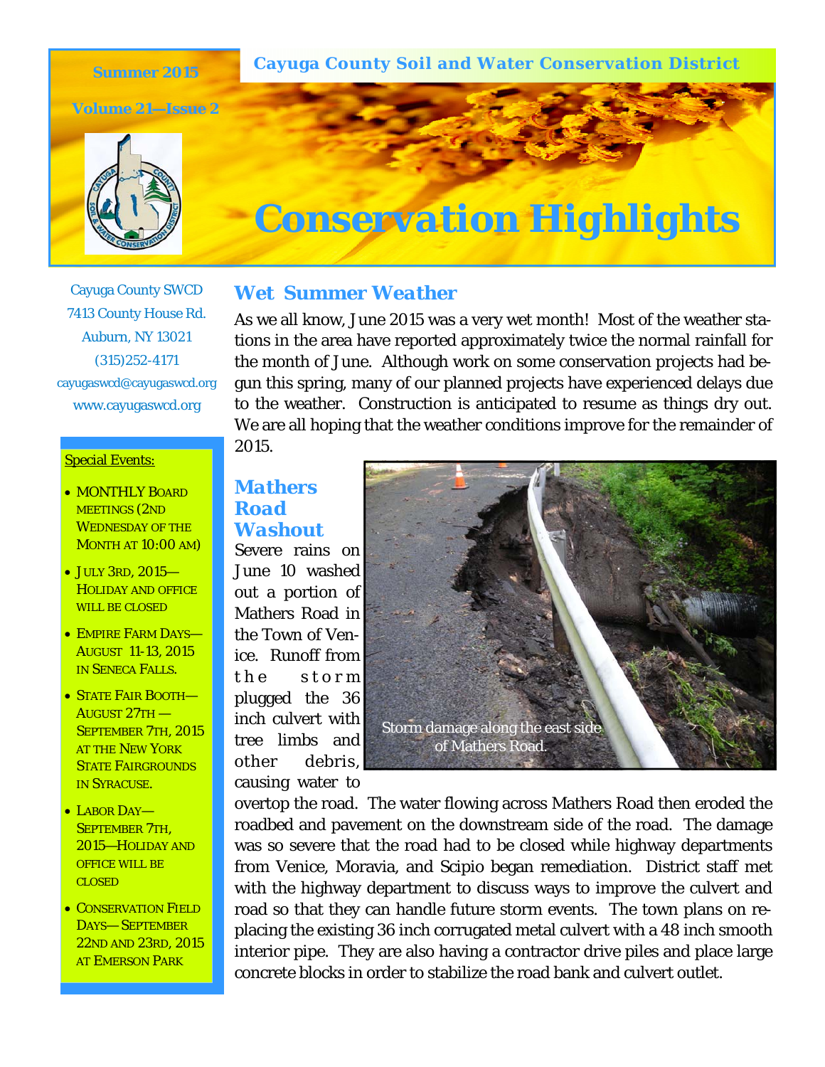Summer 2015

Volume 21—Issue 2

Cayuga County Soil and Water Conservation District

# Conservation Highlights

Cayuga County SWCD
7413 County House Rd.
Auburn, NY 13021
(315)252-4171
cayugaswcd@cayugaswcd.org
www.cayugaswcd.org

Special Events:

- Monthly Board meetings (2nd Wednesday of the month at 10:00 AM)
- July 3rd, 2015—Holiday and office will be closed
- Empire Farm Days—August 11-13, 2015 in Seneca Falls.
- State Fair Booth—August 27th — September 7th, 2015 at the New York State Fairgrounds in Syracuse.
- Labor Day—September 7th, 2015—Holiday and office will be closed
- Conservation Field Days— September 22nd and 23rd, 2015 at Emerson Park

## Wet Summer Weather

As we all know, June 2015 was a very wet month! Most of the weather stations in the area have reported approximately twice the normal rainfall for the month of June. Although work on some conservation projects had begun this spring, many of our planned projects have experienced delays due to the weather. Construction is anticipated to resume as things dry out. We are all hoping that the weather conditions improve for the remainder of 2015.

## Mathers Road Washout

Severe rains on June 10 washed out a portion of Mathers Road in the Town of Venice. Runoff from the storm plugged the 36 inch culvert with tree limbs and other debris, causing water to overtop the road. The water flowing across Mathers Road then eroded the roadbed and pavement on the downstream side of the road. The damage was so severe that the road had to be closed while highway departments from Venice, Moravia, and Scipio began remediation. District staff met with the highway department to discuss ways to improve the culvert and road so that they can handle future storm events. The town plans on replacing the existing 36 inch corrugated metal culvert with a 48 inch smooth interior pipe. They are also having a contractor drive piles and place large concrete blocks in order to stabilize the road bank and culvert outlet.

Storm damage along the east side of Mathers Road.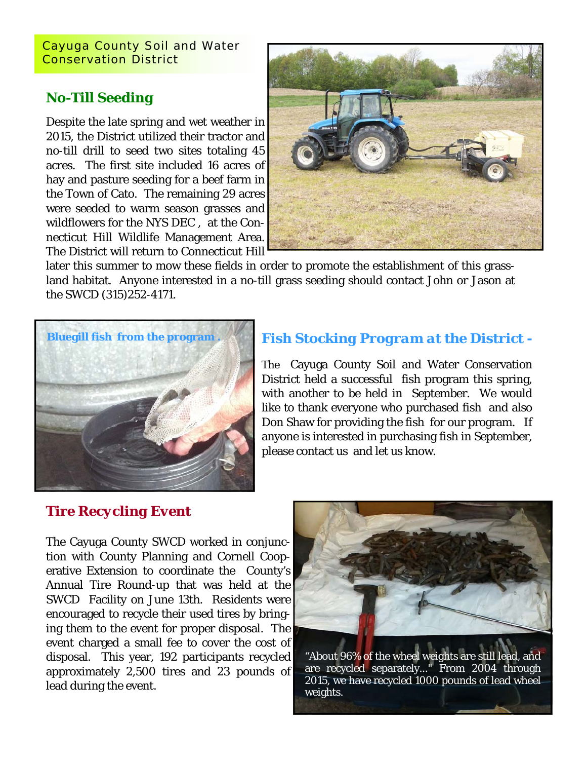Cayuga County Soil and Water Conservation District

## No-Till Seeding

Despite the late spring and wet weather in 2015, the District utilized their tractor and no-till drill to seed two sites totaling 45 acres. The first site included 16 acres of hay and pasture seeding for a beef farm in the Town of Cato. The remaining 29 acres were seeded to warm season grasses and wildflowers for the NYS DEC , at the Connecticut Hill Wildlife Management Area. The District will return to Connecticut Hill later this summer to mow these fields in order to promote the establishment of this grassland habitat. Anyone interested in a no-till grass seeding should contact John or Jason at the SWCD (315)252-4171.

Bluegill fish from the program .

## *Fish Stocking Program at the District -*

The Cayuga County Soil and Water Conservation District held a successful fish program this spring, with another to be held in September. We would like to thank everyone who purchased fish and also Don Shaw for providing the fish for our program. If anyone is interested in purchasing fish in September, please contact us and let us know.

## Tire Recycling Event

The Cayuga County SWCD worked in conjunction with County Planning and Cornell Cooperative Extension to coordinate the County's Annual Tire Round-up that was held at the SWCD Facility on June 13th. Residents were encouraged to recycle their used tires by bringing them to the event for proper disposal. The event charged a small fee to cover the cost of disposal. This year, 192 participants recycled approximately 2,500 tires and 23 pounds of lead during the event.

"About 96% of the wheel weights are still lead, and are recycled separately..." From 2004 through 2015, we have recycled 1000 pounds of lead wheel weights.